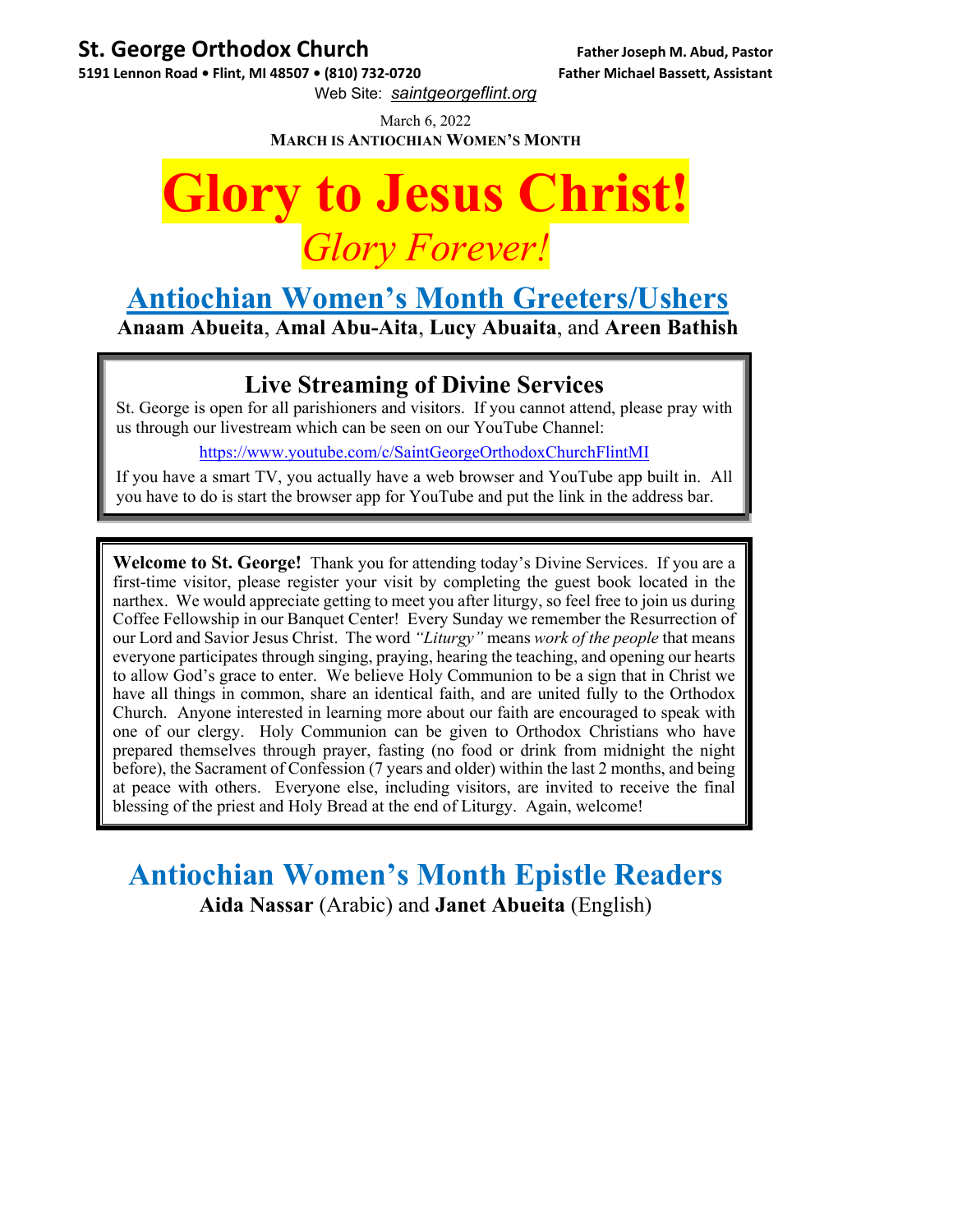**St. George Orthodox Church**
**5191 Lennon Road • Flint, MI 48507 • (810) 732-0720**

**Father Joseph M. Abud, Pastor**
**Father Michael Bassett, Assistant**

Web Site: *saintgeorgeflint.org*

March 6, 2022

**MARCH IS ANTIOCHIAN WOMEN'S MONTH**

# Glory to Jesus Christ!

*Glory Forever!*

## Antiochian Women's Month Greeters/Ushers

**Anaam Abueita**, **Amal Abu-Aita**, **Lucy Abuaita**, and **Areen Bathish**

### Live Streaming of Divine Services

St. George is open for all parishioners and visitors. If you cannot attend, please pray with us through our livestream which can be seen on our YouTube Channel:

https://www.youtube.com/c/SaintGeorgeOrthodoxChurchFlintMI

If you have a smart TV, you actually have a web browser and YouTube app built in. All you have to do is start the browser app for YouTube and put the link in the address bar.

**Welcome to St. George!** Thank you for attending today's Divine Services. If you are a first-time visitor, please register your visit by completing the guest book located in the narthex. We would appreciate getting to meet you after liturgy, so feel free to join us during Coffee Fellowship in our Banquet Center! Every Sunday we remember the Resurrection of our Lord and Savior Jesus Christ. The word *"Liturgy"* means *work of the people* that means everyone participates through singing, praying, hearing the teaching, and opening our hearts to allow God's grace to enter. We believe Holy Communion to be a sign that in Christ we have all things in common, share an identical faith, and are united fully to the Orthodox Church. Anyone interested in learning more about our faith are encouraged to speak with one of our clergy. Holy Communion can be given to Orthodox Christians who have prepared themselves through prayer, fasting (no food or drink from midnight the night before), the Sacrament of Confession (7 years and older) within the last 2 months, and being at peace with others. Everyone else, including visitors, are invited to receive the final blessing of the priest and Holy Bread at the end of Liturgy. Again, welcome!

## Antiochian Women's Month Epistle Readers

**Aida Nassar** (Arabic) and **Janet Abueita** (English)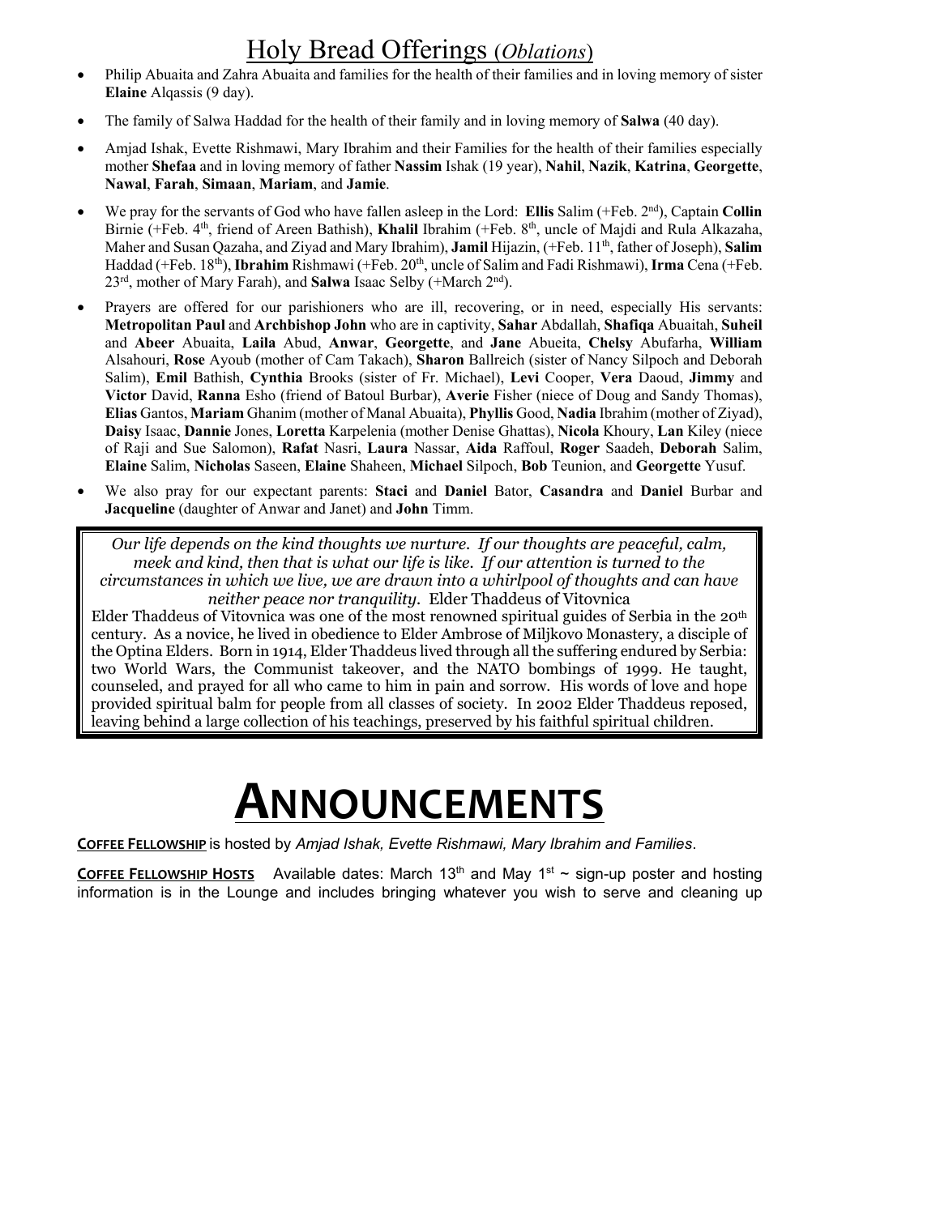# Holy Bread Offerings (*Oblations*)

- Philip Abuaita and Zahra Abuaita and families for the health of their families and in loving memory of sister **Elaine** Alqassis (9 day).
- The family of Salwa Haddad for the health of their family and in loving memory of **Salwa** (40 day).
- Amjad Ishak, Evette Rishmawi, Mary Ibrahim and their Families for the health of their families especially mother **Shefaa** and in loving memory of father **Nassim** Ishak (19 year), **Nahil**, **Nazik**, **Katrina**, **Georgette**, **Nawal**, **Farah**, **Simaan**, **Mariam**, and **Jamie**.
- We pray for the servants of God who have fallen asleep in the Lord: **Ellis** Salim (+Feb. 2nd), Captain **Collin** Birnie (+Feb. 4th, friend of Areen Bathish), **Khalil** Ibrahim (+Feb. 8th, uncle of Majdi and Rula Alkazaha, Maher and Susan Qazaha, and Ziyad and Mary Ibrahim), **Jamil** Hijazin, (+Feb. 11th, father of Joseph), **Salim** Haddad (+Feb. 18th), **Ibrahim** Rishmawi (+Feb. 20th, uncle of Salim and Fadi Rishmawi), **Irma** Cena (+Feb. 23rd, mother of Mary Farah), and **Salwa** Isaac Selby (+March 2nd).
- Prayers are offered for our parishioners who are ill, recovering, or in need, especially His servants: **Metropolitan Paul** and **Archbishop John** who are in captivity, **Sahar** Abdallah, **Shafiqa** Abuaitah, **Suheil** and **Abeer** Abuaita, **Laila** Abud, **Anwar**, **Georgette**, and **Jane** Abueita, **Chelsy** Abufarha, **William** Alsahouri, **Rose** Ayoub (mother of Cam Takach), **Sharon** Ballreich (sister of Nancy Silpoch and Deborah Salim), **Emil** Bathish, **Cynthia** Brooks (sister of Fr. Michael), **Levi** Cooper, **Vera** Daoud, **Jimmy** and **Victor** David, **Ranna** Esho (friend of Batoul Burbar), **Averie** Fisher (niece of Doug and Sandy Thomas), **Elias** Gantos, **Mariam** Ghanim (mother of Manal Abuaita), **Phyllis** Good, **Nadia** Ibrahim (mother of Ziyad), **Daisy** Isaac, **Dannie** Jones, **Loretta** Karpelenia (mother Denise Ghattas), **Nicola** Khoury, **Lan** Kiley (niece of Raji and Sue Salomon), **Rafat** Nasri, **Laura** Nassar, **Aida** Raffoul, **Roger** Saadeh, **Deborah** Salim, **Elaine** Salim, **Nicholas** Saseen, **Elaine** Shaheen, **Michael** Silpoch, **Bob** Teunion, and **Georgette** Yusuf.
- We also pray for our expectant parents: **Staci** and **Daniel** Bator, **Casandra** and **Daniel** Burbar and **Jacqueline** (daughter of Anwar and Janet) and **John** Timm.

*Our life depends on the kind thoughts we nurture. If our thoughts are peaceful, calm, meek and kind, then that is what our life is like. If our attention is turned to the circumstances in which we live, we are drawn into a whirlpool of thoughts and can have neither peace nor tranquility.* Elder Thaddeus of Vitovnica

Elder Thaddeus of Vitovnica was one of the most renowned spiritual guides of Serbia in the 20th century. As a novice, he lived in obedience to Elder Ambrose of Miljkovo Monastery, a disciple of the Optina Elders. Born in 1914, Elder Thaddeus lived through all the suffering endured by Serbia: two World Wars, the Communist takeover, and the NATO bombings of 1999. He taught, counseled, and prayed for all who came to him in pain and sorrow. His words of love and hope provided spiritual balm for people from all classes of society. In 2002 Elder Thaddeus reposed, leaving behind a large collection of his teachings, preserved by his faithful spiritual children.

# ANNOUNCEMENTS

**COFFEE FELLOWSHIP** is hosted by *Amjad Ishak, Evette Rishmawi, Mary Ibrahim and Families*.

**COFFEE FELLOWSHIP HOSTS** Available dates: March 13th and May 1st ~ sign-up poster and hosting information is in the Lounge and includes bringing whatever you wish to serve and cleaning up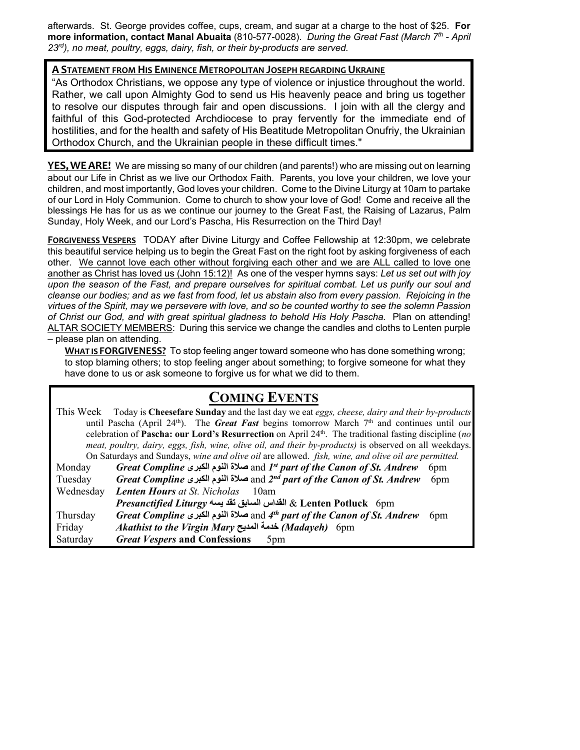afterwards. St. George provides coffee, cups, cream, and sugar at a charge to the host of $25. **For more information, contact Manal Abuaita** (810-577-0028). *During the Great Fast (March 7th - April 23rd), no meat, poultry, eggs, dairy, fish, or their by-products are served.*

**A STATEMENT FROM HIS EMINENCE METROPOLITAN JOSEPH REGARDING UKRAINE**

"As Orthodox Christians, we oppose any type of violence or injustice throughout the world. Rather, we call upon Almighty God to send us His heavenly peace and bring us together to resolve our disputes through fair and open discussions. I join with all the clergy and faithful of this God-protected Archdiocese to pray fervently for the immediate end of hostilities, and for the health and safety of His Beatitude Metropolitan Onufriy, the Ukrainian Orthodox Church, and the Ukrainian people in these difficult times."

**YES, WE ARE!** We are missing so many of our children (and parents!) who are missing out on learning about our Life in Christ as we live our Orthodox Faith. Parents, you love your children, we love your children, and most importantly, God loves your children. Come to the Divine Liturgy at 10am to partake of our Lord in Holy Communion. Come to church to show your love of God! Come and receive all the blessings He has for us as we continue our journey to the Great Fast, the Raising of Lazarus, Palm Sunday, Holy Week, and our Lord's Pascha, His Resurrection on the Third Day!

**FORGIVENESS VESPERS** TODAY after Divine Liturgy and Coffee Fellowship at 12:30pm, we celebrate this beautiful service helping us to begin the Great Fast on the right foot by asking forgiveness of each other. We cannot love each other without forgiving each other and we are ALL called to love one another as Christ has loved us (John 15:12)! As one of the vesper hymns says: *Let us set out with joy upon the season of the Fast, and prepare ourselves for spiritual combat. Let us purify our soul and cleanse our bodies; and as we fast from food, let us abstain also from every passion. Rejoicing in the virtues of the Spirit, may we persevere with love, and so be counted worthy to see the solemn Passion of Christ our God, and with great spiritual gladness to behold His Holy Pascha.* Plan on attending! ALTAR SOCIETY MEMBERS: During this service we change the candles and cloths to Lenten purple – please plan on attending.

**WHAT IS FORGIVENESS?** To stop feeling anger toward someone who has done something wrong; to stop blaming others; to stop feeling anger about something; to forgive someone for what they have done to us or ask someone to forgive us for what we did to them.

## COMING EVENTS

This Week Today is **Cheesefare Sunday** and the last day we eat *eggs, cheese, dairy and their by-products* until Pascha (April 24th). The ***Great Fast*** begins tomorrow March 7th and continues until our celebration of **Pascha: our Lord's Resurrection** on April 24th. The traditional fasting discipline (*no meat, poultry, dairy, eggs, fish, wine, olive oil, and their by-products)* is observed on all weekdays. On Saturdays and Sundays, *wine and olive oil* are allowed. *fish, wine, and olive oil are permitted.*

| | |
|---|---|
| Monday | ***Great Compline* صلاة النوم الكبرى** and ***1st part of the Canon of St. Andrew*** 6pm |
| Tuesday | ***Great Compline* صلاة النوم الكبرى** and ***2nd part of the Canon of St. Andrew*** 6pm |
| Wednesday | ***Lenten Hours*** *at St. Nicholas* 10am |
| | ***Presanctified Liturgy* القداس السابق تقد يسه** & **Lenten Potluck** 6pm |
| Thursday | ***Great Compline* صلاة النوم الكبرى** and ***4th part of the Canon of St. Andrew*** 6pm |
| Friday | ***Akathist to the Virgin Mary* خدمة المديح *(Madayeh)*** 6pm |
| Saturday | ***Great Vespers* and Confessions** 5pm |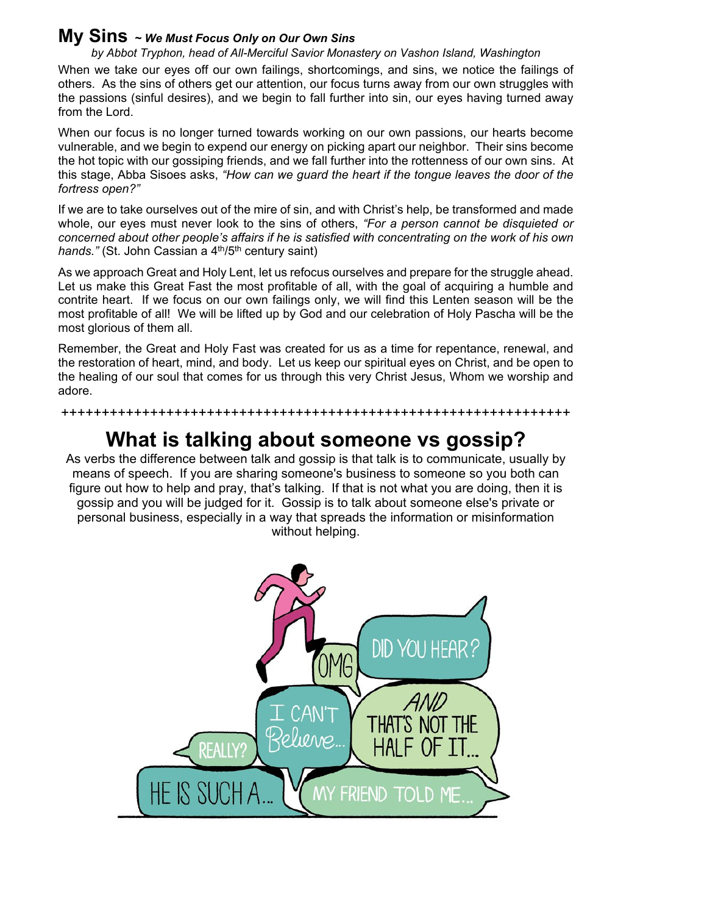## My Sins *~ We Must Focus Only on Our Own Sins*

*by Abbot Tryphon, head of All-Merciful Savior Monastery on Vashon Island, Washington*

When we take our eyes off our own failings, shortcomings, and sins, we notice the failings of others. As the sins of others get our attention, our focus turns away from our own struggles with the passions (sinful desires), and we begin to fall further into sin, our eyes having turned away from the Lord.

When our focus is no longer turned towards working on our own passions, our hearts become vulnerable, and we begin to expend our energy on picking apart our neighbor. Their sins become the hot topic with our gossiping friends, and we fall further into the rottenness of our own sins. At this stage, Abba Sisoes asks, *"How can we guard the heart if the tongue leaves the door of the fortress open?"*

If we are to take ourselves out of the mire of sin, and with Christ's help, be transformed and made whole, our eyes must never look to the sins of others, *"For a person cannot be disquieted or concerned about other people's affairs if he is satisfied with concentrating on the work of his own hands."* (St. John Cassian a 4th/5th century saint)

As we approach Great and Holy Lent, let us refocus ourselves and prepare for the struggle ahead. Let us make this Great Fast the most profitable of all, with the goal of acquiring a humble and contrite heart. If we focus on our own failings only, we will find this Lenten season will be the most profitable of all! We will be lifted up by God and our celebration of Holy Pascha will be the most glorious of them all.

Remember, the Great and Holy Fast was created for us as a time for repentance, renewal, and the restoration of heart, mind, and body. Let us keep our spiritual eyes on Christ, and be open to the healing of our soul that comes for us through this very Christ Jesus, Whom we worship and adore.

++++++++++++++++++++++++++++++++++++++++++++++++++++++++++++++++

# What is talking about someone vs gossip?

As verbs the difference between talk and gossip is that talk is to communicate, usually by means of speech. If you are sharing someone's business to someone so you both can figure out how to help and pray, that's talking. If that is not what you are doing, then it is gossip and you will be judged for it. Gossip is to talk about someone else's private or personal business, especially in a way that spreads the information or misinformation without helping.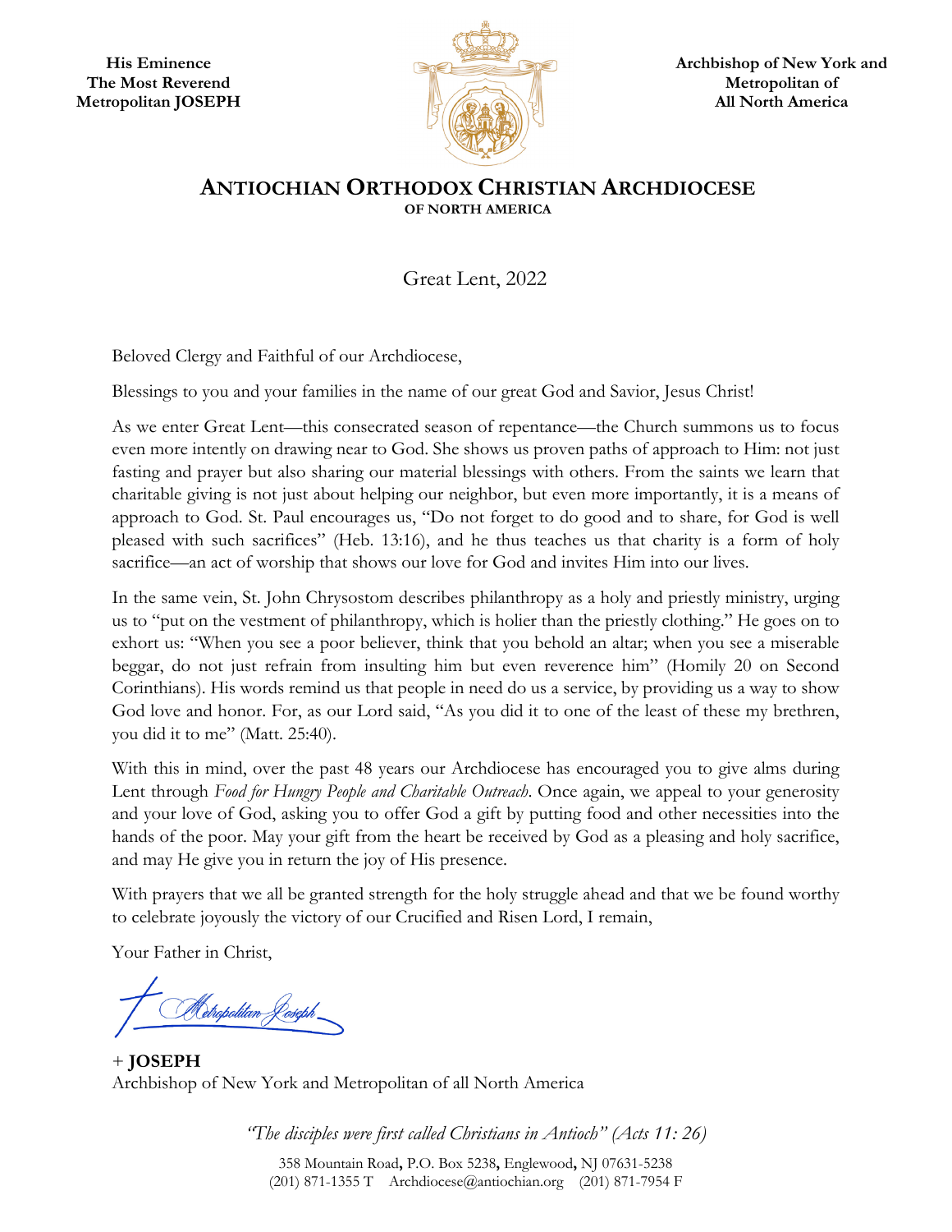His Eminence
The Most Reverend
Metropolitan JOSEPH

Archbishop of New York and
Metropolitan of
All North America

# ANTIOCHIAN ORTHODOX CHRISTIAN ARCHDIOCESE

**OF NORTH AMERICA**

Great Lent, 2022

Beloved Clergy and Faithful of our Archdiocese,

Blessings to you and your families in the name of our great God and Savior, Jesus Christ!

As we enter Great Lent—this consecrated season of repentance—the Church summons us to focus even more intently on drawing near to God. She shows us proven paths of approach to Him: not just fasting and prayer but also sharing our material blessings with others. From the saints we learn that charitable giving is not just about helping our neighbor, but even more importantly, it is a means of approach to God. St. Paul encourages us, "Do not forget to do good and to share, for God is well pleased with such sacrifices" (Heb. 13:16), and he thus teaches us that charity is a form of holy sacrifice—an act of worship that shows our love for God and invites Him into our lives.

In the same vein, St. John Chrysostom describes philanthropy as a holy and priestly ministry, urging us to "put on the vestment of philanthropy, which is holier than the priestly clothing." He goes on to exhort us: "When you see a poor believer, think that you behold an altar; when you see a miserable beggar, do not just refrain from insulting him but even reverence him" (Homily 20 on Second Corinthians). His words remind us that people in need do us a service, by providing us a way to show God love and honor. For, as our Lord said, "As you did it to one of the least of these my brethren, you did it to me" (Matt. 25:40).

With this in mind, over the past 48 years our Archdiocese has encouraged you to give alms during Lent through *Food for Hungry People and Charitable Outreach*. Once again, we appeal to your generosity and your love of God, asking you to offer God a gift by putting food and other necessities into the hands of the poor. May your gift from the heart be received by God as a pleasing and holy sacrifice, and may He give you in return the joy of His presence.

With prayers that we all be granted strength for the holy struggle ahead and that we be found worthy to celebrate joyously the victory of our Crucified and Risen Lord, I remain,

Your Father in Christ,

+ Metropolitan Joseph

**+ JOSEPH**
Archbishop of New York and Metropolitan of all North America

*"The disciples were first called Christians in Antioch" (Acts 11: 26)*

358 Mountain Road, P.O. Box 5238, Englewood, NJ 07631-5238
(201) 871-1355 T Archdiocese@antiochian.org (201) 871-7954 F